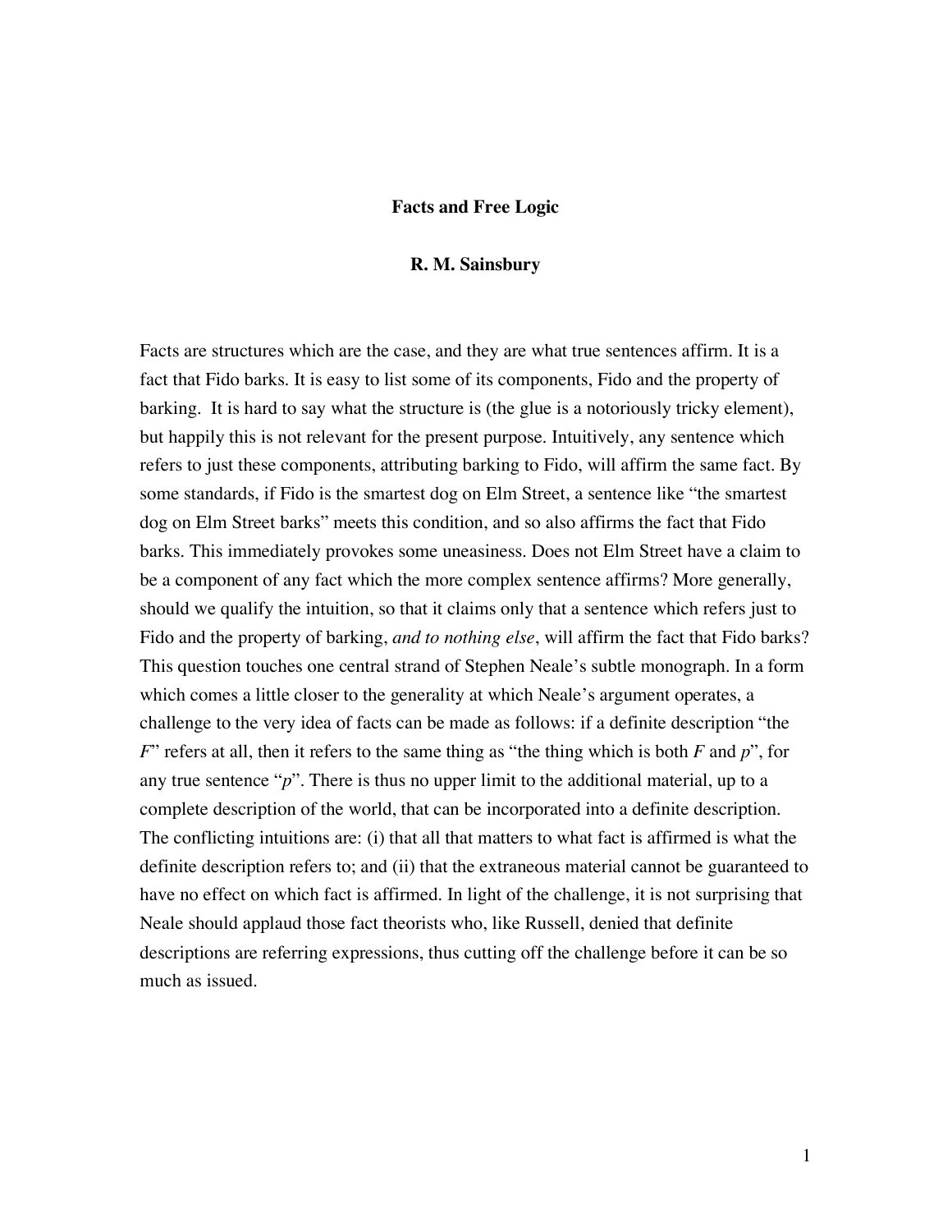# Facts and Free Logic

**R. M. Sainsbury**

Facts are structures which are the case, and they are what true sentences affirm. It is a fact that Fido barks. It is easy to list some of its components, Fido and the property of barking. It is hard to say what the structure is (the glue is a notoriously tricky element), but happily this is not relevant for the present purpose. Intuitively, any sentence which refers to just these components, attributing barking to Fido, will affirm the same fact. By some standards, if Fido is the smartest dog on Elm Street, a sentence like "the smartest dog on Elm Street barks" meets this condition, and so also affirms the fact that Fido barks. This immediately provokes some uneasiness. Does not Elm Street have a claim to be a component of any fact which the more complex sentence affirms? More generally, should we qualify the intuition, so that it claims only that a sentence which refers just to Fido and the property of barking, *and to nothing else*, will affirm the fact that Fido barks? This question touches one central strand of Stephen Neale's subtle monograph. In a form which comes a little closer to the generality at which Neale's argument operates, a challenge to the very idea of facts can be made as follows: if a definite description "the *F*" refers at all, then it refers to the same thing as "the thing which is both *F* and *p*", for any true sentence "*p*". There is thus no upper limit to the additional material, up to a complete description of the world, that can be incorporated into a definite description. The conflicting intuitions are: (i) that all that matters to what fact is affirmed is what the definite description refers to; and (ii) that the extraneous material cannot be guaranteed to have no effect on which fact is affirmed. In light of the challenge, it is not surprising that Neale should applaud those fact theorists who, like Russell, denied that definite descriptions are referring expressions, thus cutting off the challenge before it can be so much as issued.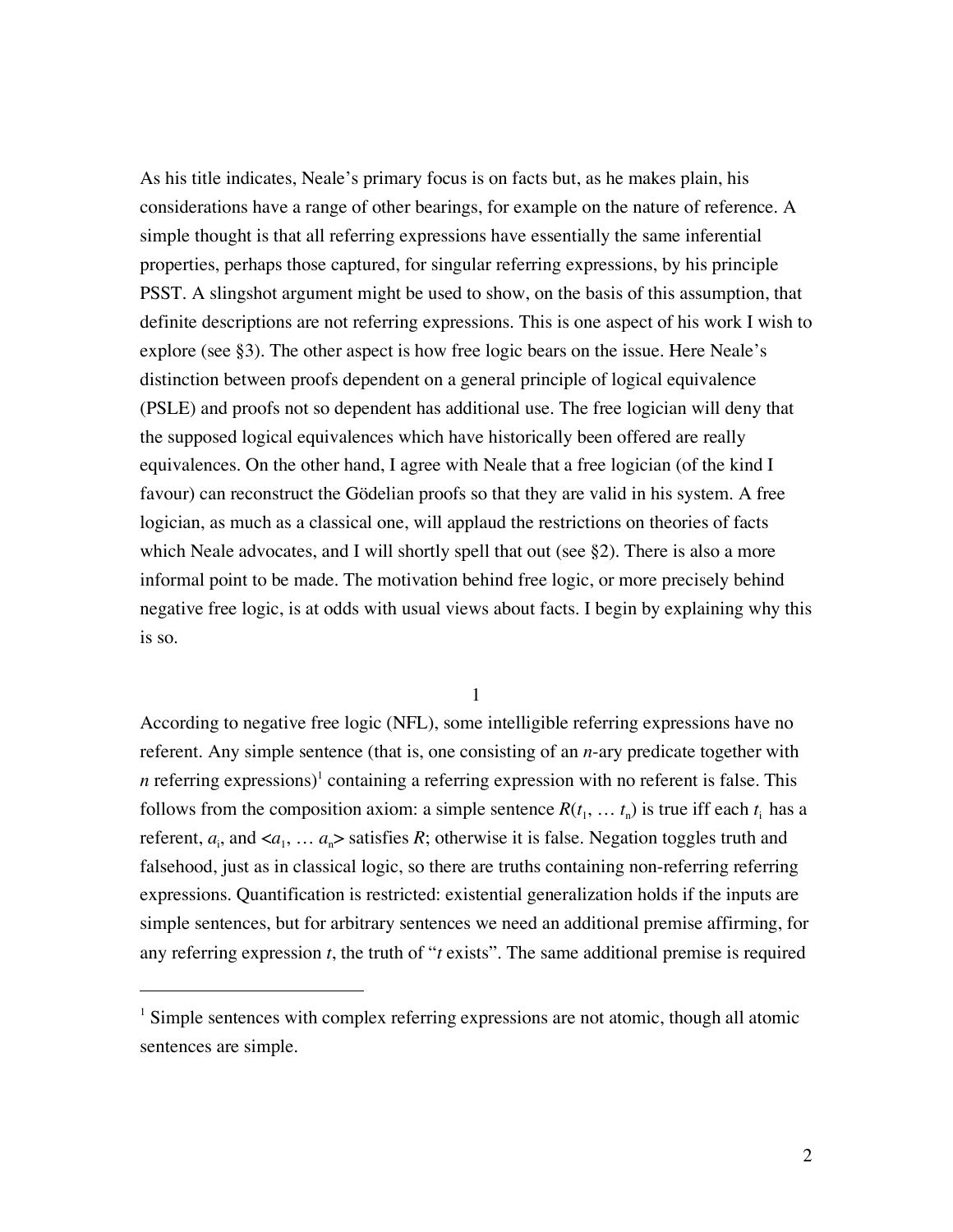As his title indicates, Neale's primary focus is on facts but, as he makes plain, his considerations have a range of other bearings, for example on the nature of reference. A simple thought is that all referring expressions have essentially the same inferential properties, perhaps those captured, for singular referring expressions, by his principle PSST. A slingshot argument might be used to show, on the basis of this assumption, that definite descriptions are not referring expressions. This is one aspect of his work I wish to explore (see §3). The other aspect is how free logic bears on the issue. Here Neale's distinction between proofs dependent on a general principle of logical equivalence (PSLE) and proofs not so dependent has additional use. The free logician will deny that the supposed logical equivalences which have historically been offered are really equivalences. On the other hand, I agree with Neale that a free logician (of the kind I favour) can reconstruct the Gödelian proofs so that they are valid in his system. A free logician, as much as a classical one, will applaud the restrictions on theories of facts which Neale advocates, and I will shortly spell that out (see §2). There is also a more informal point to be made. The motivation behind free logic, or more precisely behind negative free logic, is at odds with usual views about facts. I begin by explaining why this is so.

## 1

According to negative free logic (NFL), some intelligible referring expressions have no referent. Any simple sentence (that is, one consisting of an $n$-ary predicate together with $n$ referring expressions)[1] containing a referring expression with no referent is false. This follows from the composition axiom: a simple sentence $R(t_1, \ldots t_n)$ is true iff each $t_i$ has a referent, $a_i$, and $<a_1, \ldots a_n>$ satisfies $R$; otherwise it is false. Negation toggles truth and falsehood, just as in classical logic, so there are truths containing non-referring referring expressions. Quantification is restricted: existential generalization holds if the inputs are simple sentences, but for arbitrary sentences we need an additional premise affirming, for any referring expression $t$, the truth of "$t$ exists". The same additional premise is required

[1] Simple sentences with complex referring expressions are not atomic, though all atomic sentences are simple.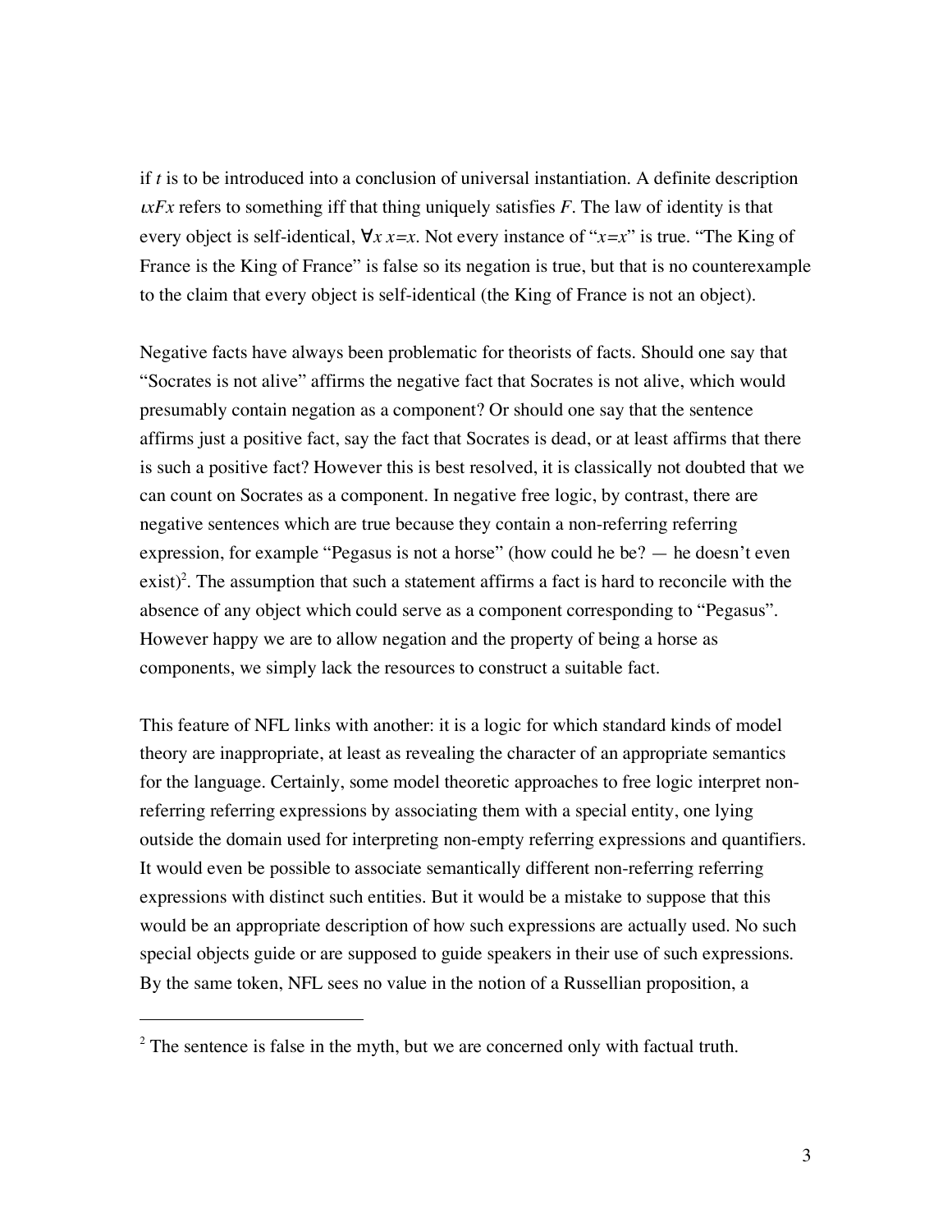if $t$ is to be introduced into a conclusion of universal instantiation. A definite description $\iota x Fx$ refers to something iff that thing uniquely satisfies $F$. The law of identity is that every object is self-identical, $\forall x\, x{=}x$. Not every instance of "$x{=}x$" is true. "The King of France is the King of France" is false so its negation is true, but that is no counterexample to the claim that every object is self-identical (the King of France is not an object).

Negative facts have always been problematic for theorists of facts. Should one say that "Socrates is not alive" affirms the negative fact that Socrates is not alive, which would presumably contain negation as a component? Or should one say that the sentence affirms just a positive fact, say the fact that Socrates is dead, or at least affirms that there is such a positive fact? However this is best resolved, it is classically not doubted that we can count on Socrates as a component. In negative free logic, by contrast, there are negative sentences which are true because they contain a non-referring referring expression, for example "Pegasus is not a horse" (how could he be? — he doesn't even exist)[2]. The assumption that such a statement affirms a fact is hard to reconcile with the absence of any object which could serve as a component corresponding to "Pegasus". However happy we are to allow negation and the property of being a horse as components, we simply lack the resources to construct a suitable fact.

This feature of NFL links with another: it is a logic for which standard kinds of model theory are inappropriate, at least as revealing the character of an appropriate semantics for the language. Certainly, some model theoretic approaches to free logic interpret non-referring referring expressions by associating them with a special entity, one lying outside the domain used for interpreting non-empty referring expressions and quantifiers. It would even be possible to associate semantically different non-referring referring expressions with distinct such entities. But it would be a mistake to suppose that this would be an appropriate description of how such expressions are actually used. No such special objects guide or are supposed to guide speakers in their use of such expressions. By the same token, NFL sees no value in the notion of a Russellian proposition, a

[2] The sentence is false in the myth, but we are concerned only with factual truth.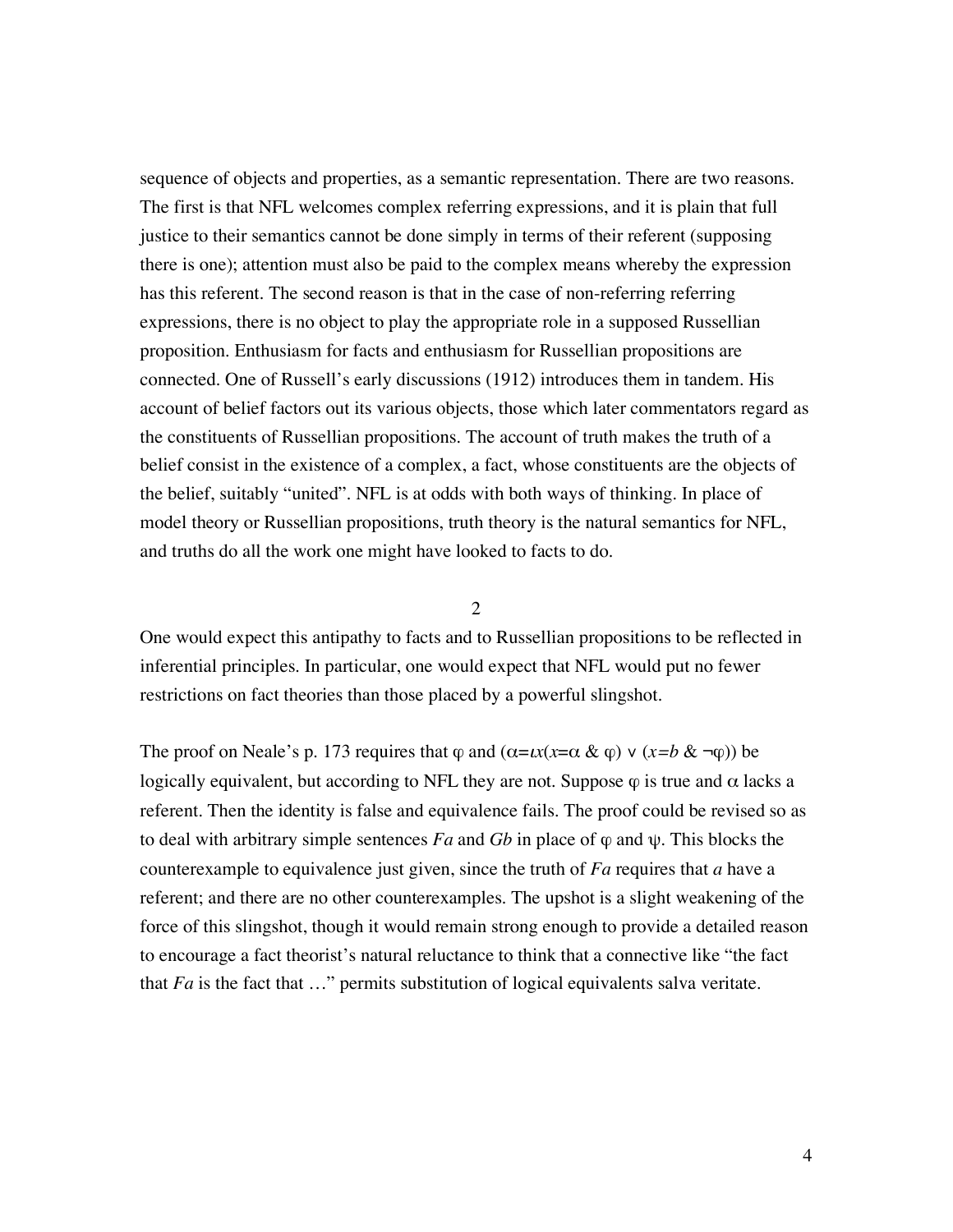sequence of objects and properties, as a semantic representation. There are two reasons. The first is that NFL welcomes complex referring expressions, and it is plain that full justice to their semantics cannot be done simply in terms of their referent (supposing there is one); attention must also be paid to the complex means whereby the expression has this referent. The second reason is that in the case of non-referring referring expressions, there is no object to play the appropriate role in a supposed Russellian proposition. Enthusiasm for facts and enthusiasm for Russellian propositions are connected. One of Russell's early discussions (1912) introduces them in tandem. His account of belief factors out its various objects, those which later commentators regard as the constituents of Russellian propositions. The account of truth makes the truth of a belief consist in the existence of a complex, a fact, whose constituents are the objects of the belief, suitably "united". NFL is at odds with both ways of thinking. In place of model theory or Russellian propositions, truth theory is the natural semantics for NFL, and truths do all the work one might have looked to facts to do.

## 2

One would expect this antipathy to facts and to Russellian propositions to be reflected in inferential principles. In particular, one would expect that NFL would put no fewer restrictions on fact theories than those placed by a powerful slingshot.

The proof on Neale's p. 173 requires that $\varphi$ and $(\alpha = \iota x(x = \alpha \ \&\ \varphi) \vee (x = b \ \&\ \neg\varphi))$ be logically equivalent, but according to NFL they are not. Suppose $\varphi$ is true and $\alpha$ lacks a referent. Then the identity is false and equivalence fails. The proof could be revised so as to deal with arbitrary simple sentences $Fa$ and $Gb$ in place of $\varphi$ and $\psi$. This blocks the counterexample to equivalence just given, since the truth of $Fa$ requires that $a$ have a referent; and there are no other counterexamples. The upshot is a slight weakening of the force of this slingshot, though it would remain strong enough to provide a detailed reason to encourage a fact theorist's natural reluctance to think that a connective like "the fact that $Fa$ is the fact that …" permits substitution of logical equivalents salva veritate.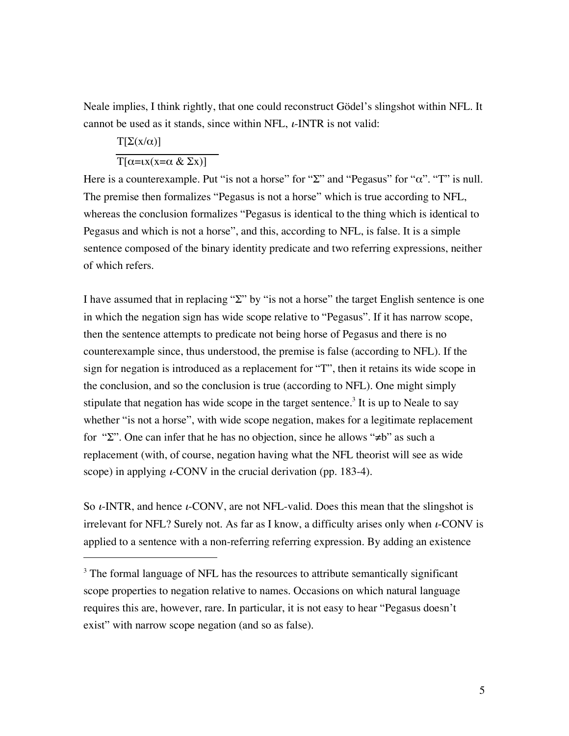Neale implies, I think rightly, that one could reconstruct Gödel's slingshot within NFL. It cannot be used as it stands, since within NFL, $\iota$-INTR is not valid:

$$\frac{T[\Sigma(x/\alpha)]}{T[\alpha=\iota x(x=\alpha \ \& \ \Sigma x)]}$$

Here is a counterexample. Put "is not a horse" for "Σ" and "Pegasus" for "α". "T" is null. The premise then formalizes "Pegasus is not a horse" which is true according to NFL, whereas the conclusion formalizes "Pegasus is identical to the thing which is identical to Pegasus and which is not a horse", and this, according to NFL, is false. It is a simple sentence composed of the binary identity predicate and two referring expressions, neither of which refers.

I have assumed that in replacing "Σ" by "is not a horse" the target English sentence is one in which the negation sign has wide scope relative to "Pegasus". If it has narrow scope, then the sentence attempts to predicate not being horse of Pegasus and there is no counterexample since, thus understood, the premise is false (according to NFL). If the sign for negation is introduced as a replacement for "T", then it retains its wide scope in the conclusion, and so the conclusion is true (according to NFL). One might simply stipulate that negation has wide scope in the target sentence.[3] It is up to Neale to say whether "is not a horse", with wide scope negation, makes for a legitimate replacement for "Σ". One can infer that he has no objection, since he allows "≠b" as such a replacement (with, of course, negation having what the NFL theorist will see as wide scope) in applying $\iota$-CONV in the crucial derivation (pp. 183-4).

So $\iota$-INTR, and hence $\iota$-CONV, are not NFL-valid. Does this mean that the slingshot is irrelevant for NFL? Surely not. As far as I know, a difficulty arises only when $\iota$-CONV is applied to a sentence with a non-referring referring expression. By adding an existence

---

[3] The formal language of NFL has the resources to attribute semantically significant scope properties to negation relative to names. Occasions on which natural language requires this are, however, rare. In particular, it is not easy to hear "Pegasus doesn't exist" with narrow scope negation (and so as false).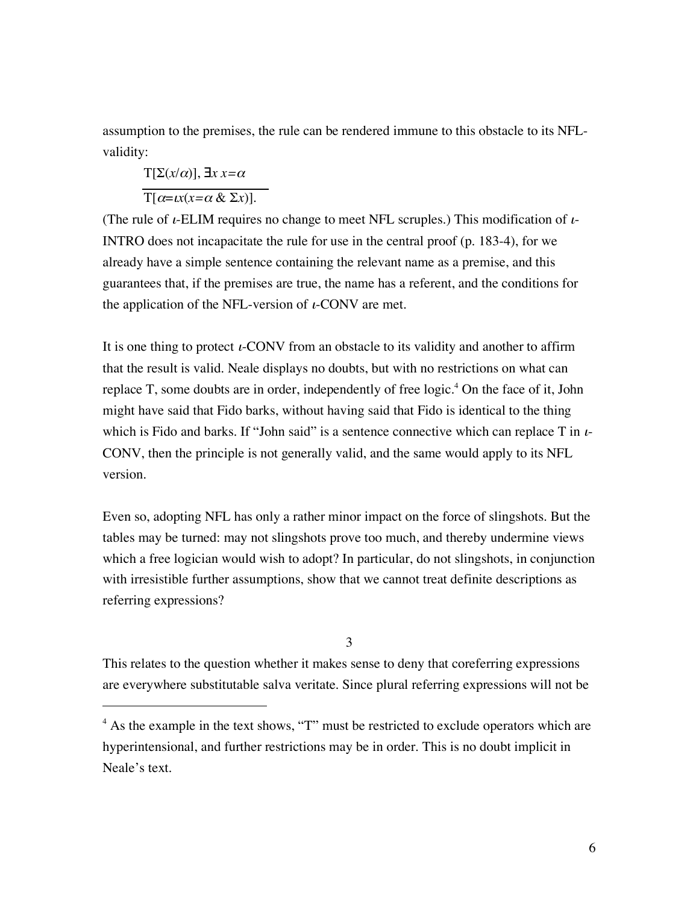assumption to the premises, the rule can be rendered immune to this obstacle to its NFL-validity:

$$\frac{T[\Sigma(x/\alpha)],\ \exists x\ x=\alpha}{T[\alpha=\iota x(x=\alpha\ \&\ \Sigma x)].}$$

(The rule of $\iota$-ELIM requires no change to meet NFL scruples.) This modification of $\iota$-INTRO does not incapacitate the rule for use in the central proof (p. 183-4), for we already have a simple sentence containing the relevant name as a premise, and this guarantees that, if the premises are true, the name has a referent, and the conditions for the application of the NFL-version of $\iota$-CONV are met.

It is one thing to protect $\iota$-CONV from an obstacle to its validity and another to affirm that the result is valid. Neale displays no doubts, but with no restrictions on what can replace T, some doubts are in order, independently of free logic.[4] On the face of it, John might have said that Fido barks, without having said that Fido is identical to the thing which is Fido and barks. If "John said" is a sentence connective which can replace T in $\iota$-CONV, then the principle is not generally valid, and the same would apply to its NFL version.

Even so, adopting NFL has only a rather minor impact on the force of slingshots. But the tables may be turned: may not slingshots prove too much, and thereby undermine views which a free logician would wish to adopt? In particular, do not slingshots, in conjunction with irresistible further assumptions, show that we cannot treat definite descriptions as referring expressions?

## 3

This relates to the question whether it makes sense to deny that coreferring expressions are everywhere substitutable salva veritate. Since plural referring expressions will not be

---

[4] As the example in the text shows, "T" must be restricted to exclude operators which are hyperintensional, and further restrictions may be in order. This is no doubt implicit in Neale's text.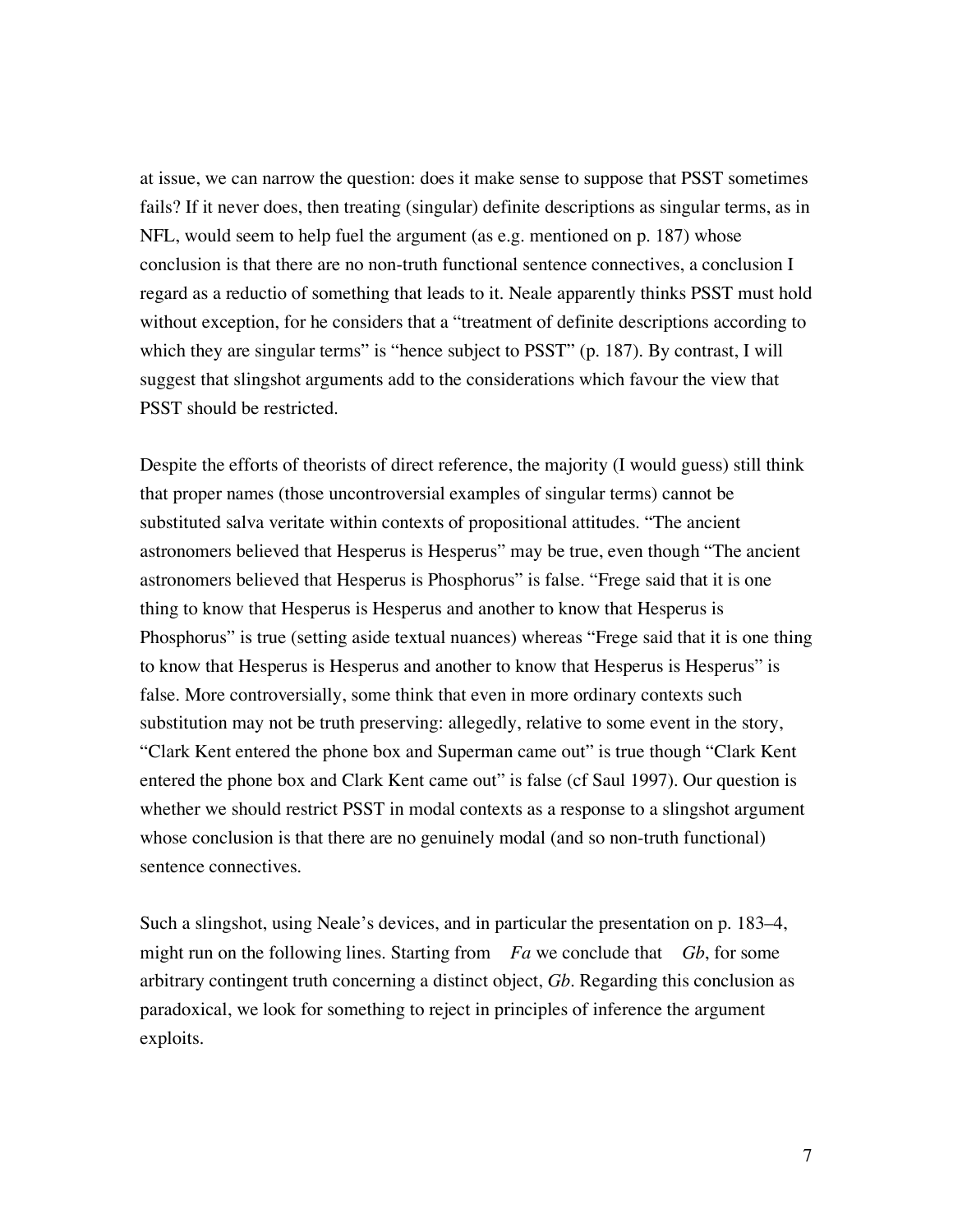at issue, we can narrow the question: does it make sense to suppose that PSST sometimes fails? If it never does, then treating (singular) definite descriptions as singular terms, as in NFL, would seem to help fuel the argument (as e.g. mentioned on p. 187) whose conclusion is that there are no non-truth functional sentence connectives, a conclusion I regard as a reductio of something that leads to it. Neale apparently thinks PSST must hold without exception, for he considers that a "treatment of definite descriptions according to which they are singular terms" is "hence subject to PSST" (p. 187). By contrast, I will suggest that slingshot arguments add to the considerations which favour the view that PSST should be restricted.

Despite the efforts of theorists of direct reference, the majority (I would guess) still think that proper names (those uncontroversial examples of singular terms) cannot be substituted salva veritate within contexts of propositional attitudes. "The ancient astronomers believed that Hesperus is Hesperus" may be true, even though "The ancient astronomers believed that Hesperus is Phosphorus" is false. "Frege said that it is one thing to know that Hesperus is Hesperus and another to know that Hesperus is Phosphorus" is true (setting aside textual nuances) whereas "Frege said that it is one thing to know that Hesperus is Hesperus and another to know that Hesperus is Hesperus" is false. More controversially, some think that even in more ordinary contexts such substitution may not be truth preserving: allegedly, relative to some event in the story, "Clark Kent entered the phone box and Superman came out" is true though "Clark Kent entered the phone box and Clark Kent came out" is false (cf Saul 1997). Our question is whether we should restrict PSST in modal contexts as a response to a slingshot argument whose conclusion is that there are no genuinely modal (and so non-truth functional) sentence connectives.

Such a slingshot, using Neale's devices, and in particular the presentation on p. 183–4, might run on the following lines. Starting from *Fa* we conclude that *Gb*, for some arbitrary contingent truth concerning a distinct object, *Gb*. Regarding this conclusion as paradoxical, we look for something to reject in principles of inference the argument exploits.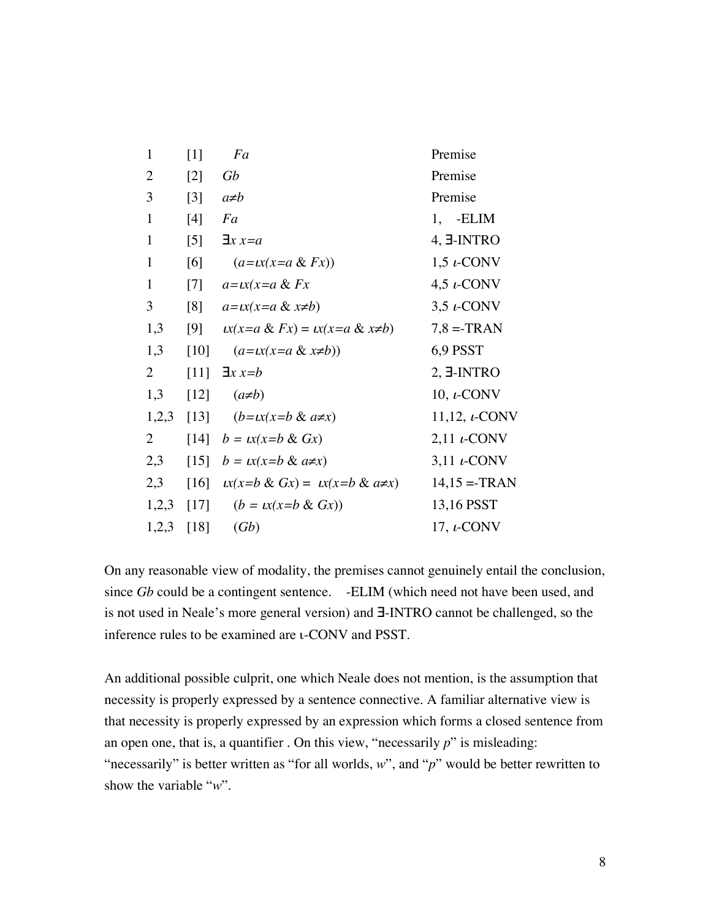| | | | |
|---|---|---|---|
| 1 | [1] | $Fa$ | Premise |
| 2 | [2] | $Gb$ | Premise |
| 3 | [3] | $a \neq b$ | Premise |
| 1 | [4] | $Fa$ | 1, -ELIM |
| 1 | [5] | $\exists x\ x=a$ | 4, ∃-INTRO |
| 1 | [6] | $(a=\iota x(x=a \ \&\ Fx))$ | 1,5 ι-CONV |
| 1 | [7] | $a=\iota x(x=a \ \&\ Fx$ | 4,5 ι-CONV |
| 3 | [8] | $a=\iota x(x=a \ \&\ x \neq b)$ | 3,5 ι-CONV |
| 1,3 | [9] | $\iota x(x=a \ \&\ Fx) = \iota x(x=a \ \&\ x \neq b)$ | 7,8 =-TRAN |
| 1,3 | [10] | $(a=\iota x(x=a \ \&\ x \neq b))$ | 6,9 PSST |
| 2 | [11] | $\exists x\ x=b$ | 2, ∃-INTRO |
| 1,3 | [12] | $(a \neq b)$ | 10, ι-CONV |
| 1,2,3 | [13] | $(b=\iota x(x=b \ \&\ a \neq x)$ | 11,12, ι-CONV |
| 2 | [14] | $b = \iota x(x=b \ \&\ Gx)$ | 2,11 ι-CONV |
| 2,3 | [15] | $b = \iota x(x=b \ \&\ a \neq x)$ | 3,11 ι-CONV |
| 2,3 | [16] | $\iota x(x=b \ \&\ Gx) = \iota x(x=b \ \&\ a \neq x)$ | 14,15 =-TRAN |
| 1,2,3 | [17] | $(b = \iota x(x=b \ \&\ Gx))$ | 13,16 PSST |
| 1,2,3 | [18] | $(Gb)$ | 17, ι-CONV |

On any reasonable view of modality, the premises cannot genuinely entail the conclusion, since *Gb* could be a contingent sentence. -ELIM (which need not have been used, and is not used in Neale's more general version) and ∃-INTRO cannot be challenged, so the inference rules to be examined are ι-CONV and PSST.

An additional possible culprit, one which Neale does not mention, is the assumption that necessity is properly expressed by a sentence connective. A familiar alternative view is that necessity is properly expressed by an expression which forms a closed sentence from an open one, that is, a quantifier . On this view, "necessarily *p*" is misleading: "necessarily" is better written as "for all worlds, *w*", and "*p*" would be better rewritten to show the variable "*w*".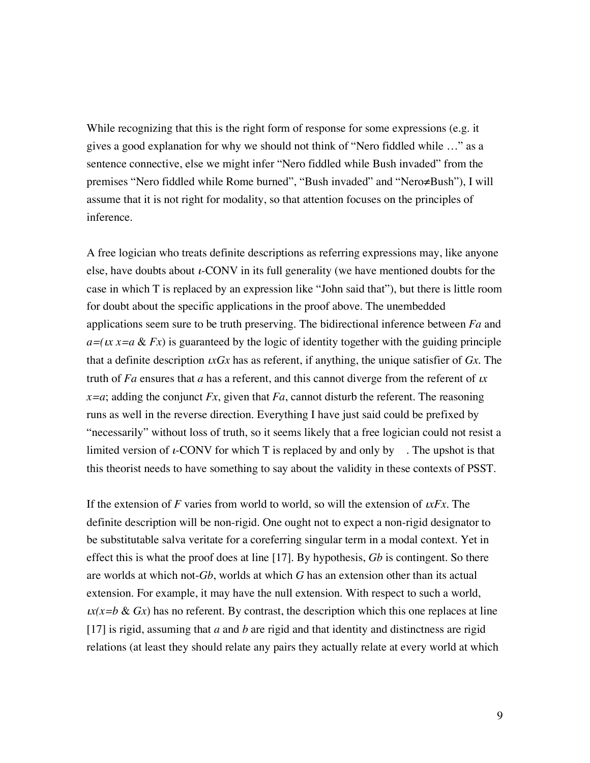While recognizing that this is the right form of response for some expressions (e.g. it gives a good explanation for why we should not think of "Nero fiddled while …" as a sentence connective, else we might infer "Nero fiddled while Bush invaded" from the premises "Nero fiddled while Rome burned", "Bush invaded" and "Nero≠Bush"), I will assume that it is not right for modality, so that attention focuses on the principles of inference.

A free logician who treats definite descriptions as referring expressions may, like anyone else, have doubts about *ι*-CONV in its full generality (we have mentioned doubts for the case in which T is replaced by an expression like "John said that"), but there is little room for doubt about the specific applications in the proof above. The unembedded applications seem sure to be truth preserving. The bidirectional inference between $Fa$ and $a=(\iota x\ x=a\ \&\ Fx)$ is guaranteed by the logic of identity together with the guiding principle that a definite description $\iota xGx$ has as referent, if anything, the unique satisfier of $Gx$. The truth of $Fa$ ensures that $a$ has a referent, and this cannot diverge from the referent of $\iota x\ x=a$; adding the conjunct $Fx$, given that $Fa$, cannot disturb the referent. The reasoning runs as well in the reverse direction. Everything I have just said could be prefixed by "necessarily" without loss of truth, so it seems likely that a free logician could not resist a limited version of *ι*-CONV for which T is replaced by and only by . The upshot is that this theorist needs to have something to say about the validity in these contexts of PSST.

If the extension of $F$ varies from world to world, so will the extension of $\iota xFx$. The definite description will be non-rigid. One ought not to expect a non-rigid designator to be substitutable salva veritate for a coreferring singular term in a modal context. Yet in effect this is what the proof does at line [17]. By hypothesis, $Gb$ is contingent. So there are worlds at which not-$Gb$, worlds at which $G$ has an extension other than its actual extension. For example, it may have the null extension. With respect to such a world, $\iota x(x=b\ \&\ Gx)$ has no referent. By contrast, the description which this one replaces at line [17] is rigid, assuming that $a$ and $b$ are rigid and that identity and distinctness are rigid relations (at least they should relate any pairs they actually relate at every world at which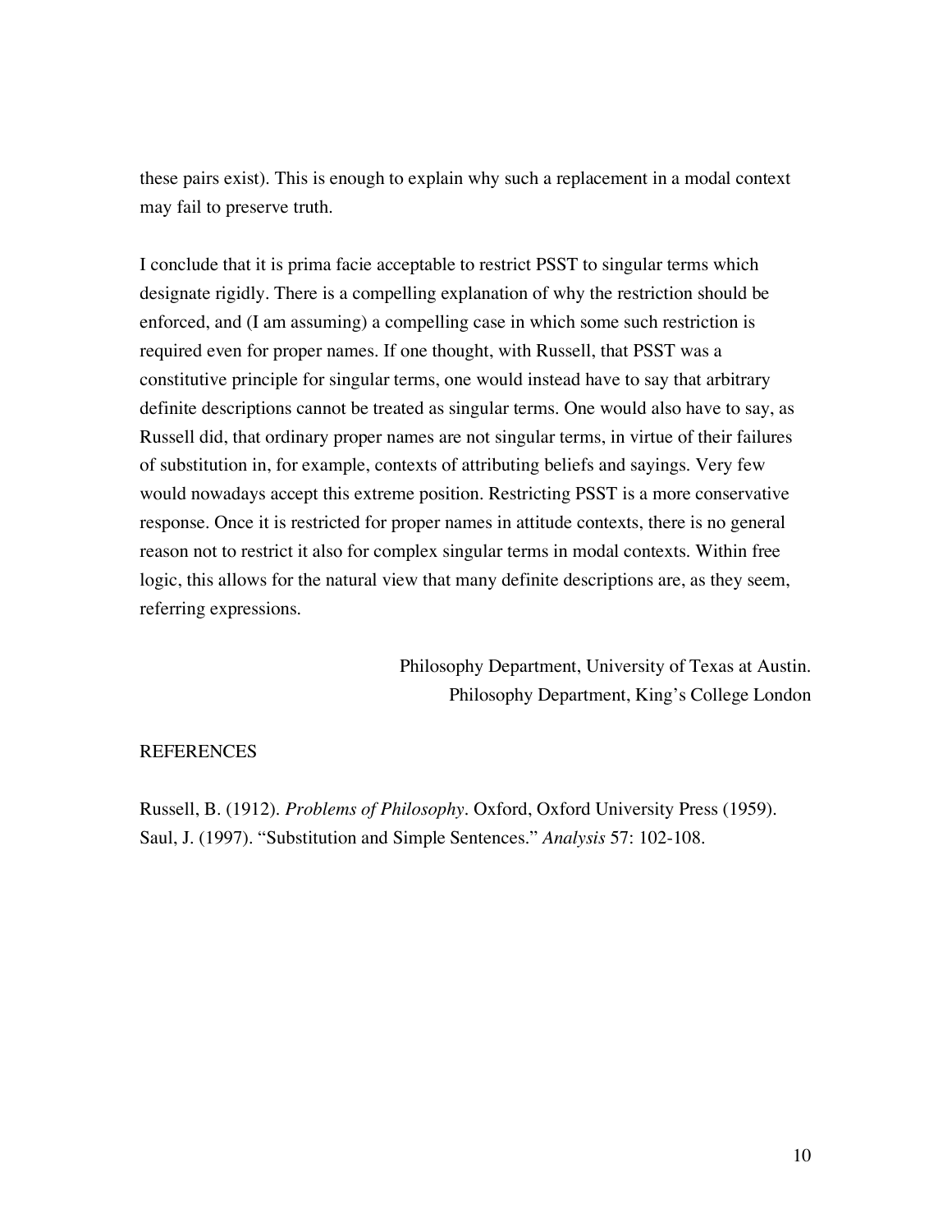these pairs exist). This is enough to explain why such a replacement in a modal context may fail to preserve truth.

I conclude that it is prima facie acceptable to restrict PSST to singular terms which designate rigidly. There is a compelling explanation of why the restriction should be enforced, and (I am assuming) a compelling case in which some such restriction is required even for proper names. If one thought, with Russell, that PSST was a constitutive principle for singular terms, one would instead have to say that arbitrary definite descriptions cannot be treated as singular terms. One would also have to say, as Russell did, that ordinary proper names are not singular terms, in virtue of their failures of substitution in, for example, contexts of attributing beliefs and sayings. Very few would nowadays accept this extreme position. Restricting PSST is a more conservative response. Once it is restricted for proper names in attitude contexts, there is no general reason not to restrict it also for complex singular terms in modal contexts. Within free logic, this allows for the natural view that many definite descriptions are, as they seem, referring expressions.

Philosophy Department, University of Texas at Austin.
Philosophy Department, King's College London

## REFERENCES

Russell, B. (1912). *Problems of Philosophy*. Oxford, Oxford University Press (1959).
Saul, J. (1997). "Substitution and Simple Sentences." *Analysis* 57: 102-108.